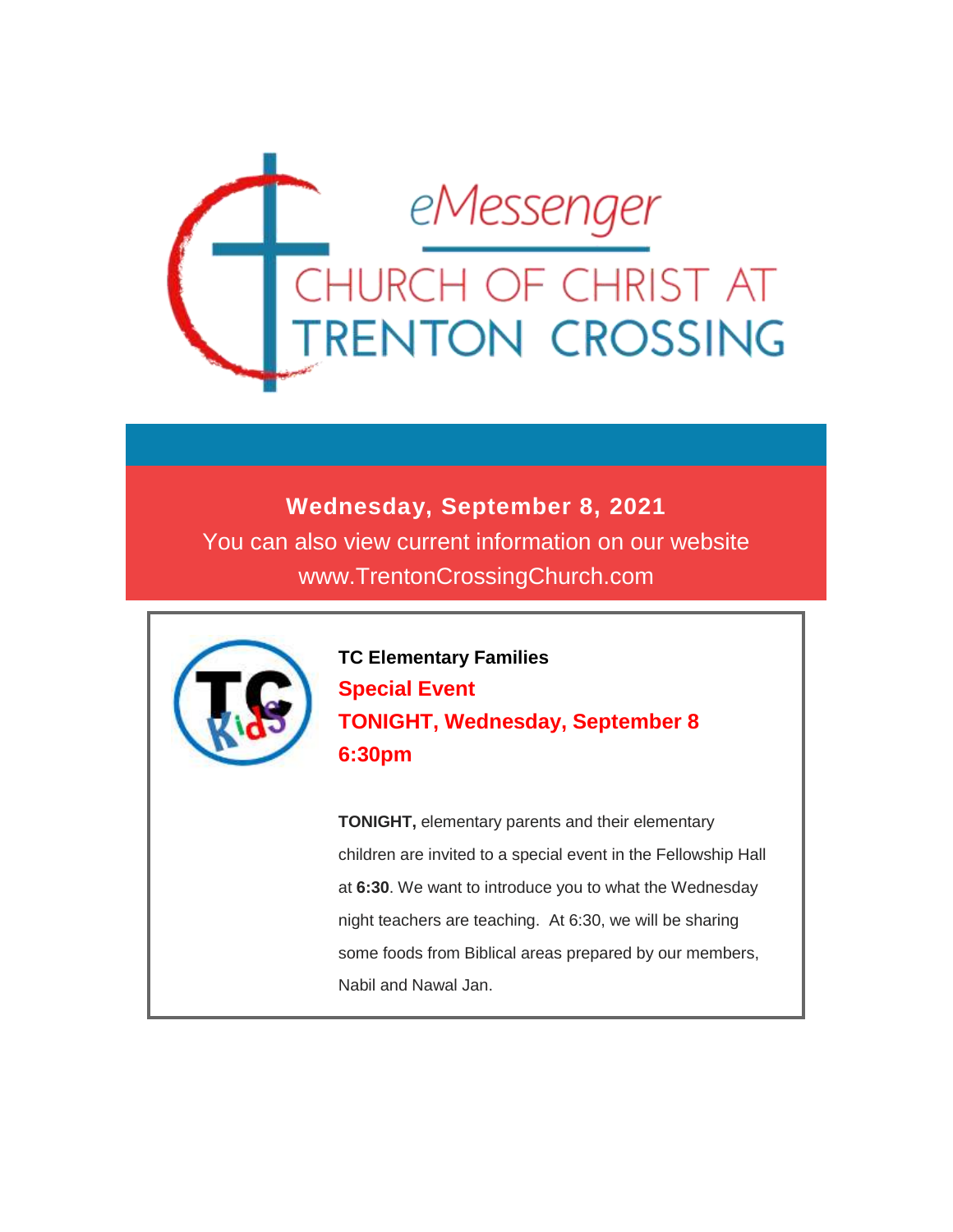# eMessenger

## CHURCH OF CHRIST AT TRENTON CROSSING

**Wednesday, September 8, 2021**

You can also view current information on our website www.TrentonCrossingChurch.com

**TC Elementary Families**

**Special Event**

**TONIGHT, Wednesday, September 8**

**6:30pm**

**TONIGHT,** elementary parents and their elementary children are invited to a special event in the Fellowship Hall at **6:30**. We want to introduce you to what the Wednesday night teachers are teaching. At 6:30, we will be sharing some foods from Biblical areas prepared by our members, Nabil and Nawal Jan.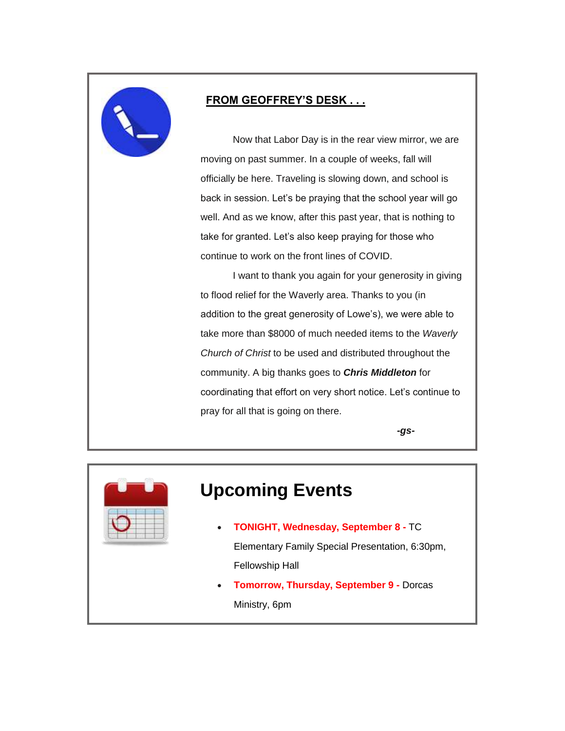## FROM GEOFFREY'S DESK . . .

Now that Labor Day is in the rear view mirror, we are moving on past summer. In a couple of weeks, fall will officially be here. Traveling is slowing down, and school is back in session. Let's be praying that the school year will go well. And as we know, after this past year, that is nothing to take for granted. Let's also keep praying for those who continue to work on the front lines of COVID.

I want to thank you again for your generosity in giving to flood relief for the Waverly area. Thanks to you (in addition to the great generosity of Lowe's), we were able to take more than $8000 of much needed items to the *Waverly Church of Christ* to be used and distributed throughout the community. A big thanks goes to ***Chris Middleton*** for coordinating that effort on very short notice. Let's continue to pray for all that is going on there.

***-gs-***

# Upcoming Events

- **TONIGHT, Wednesday, September 8 -** TC Elementary Family Special Presentation, 6:30pm, Fellowship Hall
- **Tomorrow, Thursday, September 9 -** Dorcas Ministry, 6pm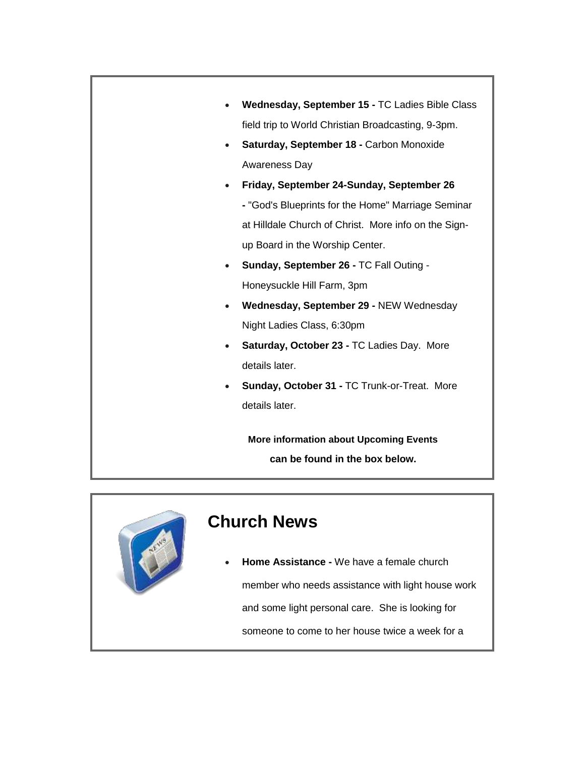- **Wednesday, September 15 -** TC Ladies Bible Class field trip to World Christian Broadcasting, 9-3pm.
- **Saturday, September 18 -** Carbon Monoxide Awareness Day
- **Friday, September 24-Sunday, September 26 -** "God's Blueprints for the Home" Marriage Seminar at Hilldale Church of Christ. More info on the Sign-up Board in the Worship Center.
- **Sunday, September 26 -** TC Fall Outing - Honeysuckle Hill Farm, 3pm
- **Wednesday, September 29 -** NEW Wednesday Night Ladies Class, 6:30pm
- **Saturday, October 23 -** TC Ladies Day. More details later.
- **Sunday, October 31 -** TC Trunk-or-Treat. More details later.

**More information about Upcoming Events can be found in the box below.**

## Church News

- **Home Assistance -** We have a female church member who needs assistance with light house work and some light personal care. She is looking for someone to come to her house twice a week for a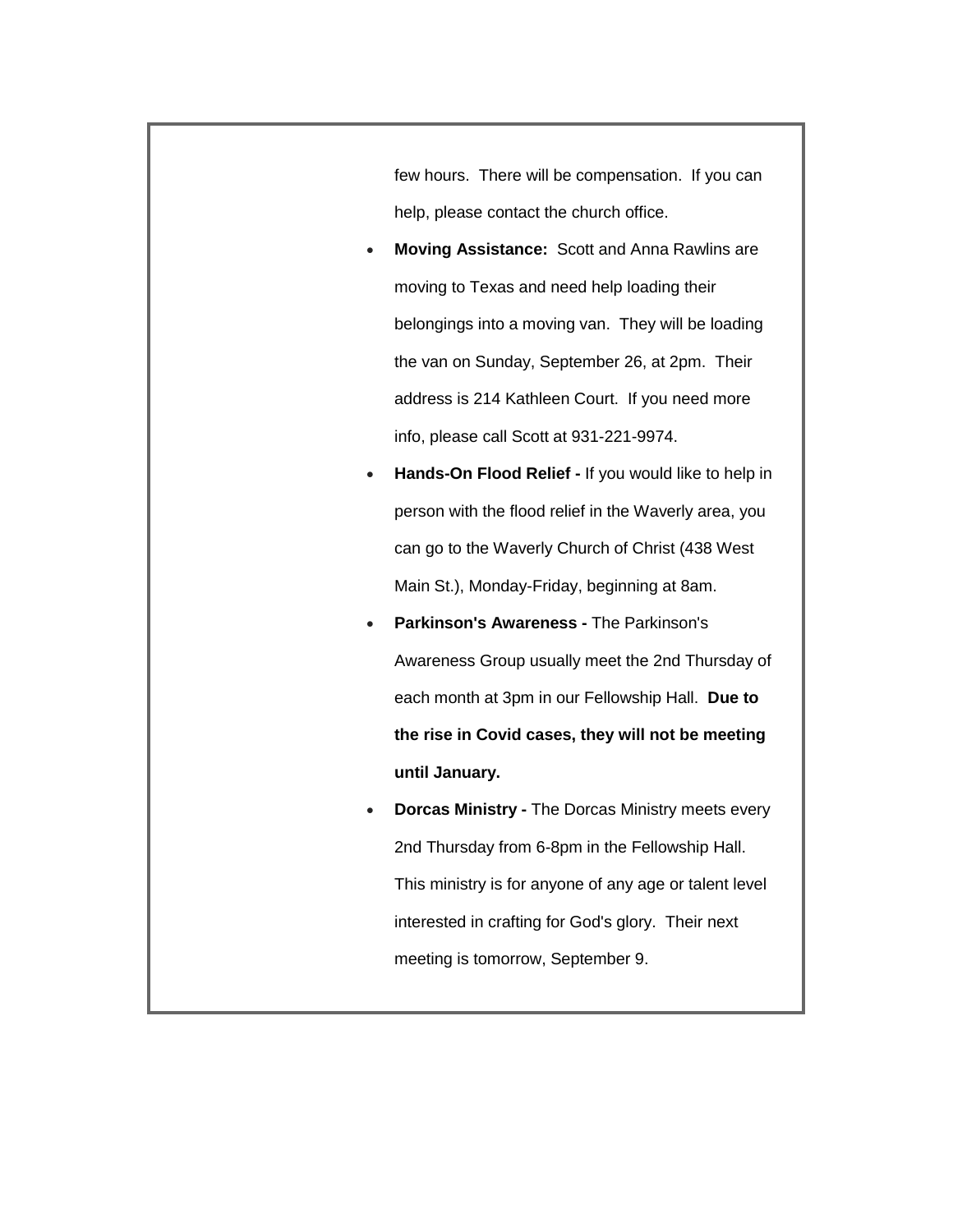few hours. There will be compensation. If you can help, please contact the church office.

- **Moving Assistance:** Scott and Anna Rawlins are moving to Texas and need help loading their belongings into a moving van. They will be loading the van on Sunday, September 26, at 2pm. Their address is 214 Kathleen Court. If you need more info, please call Scott at 931-221-9974.
- **Hands-On Flood Relief -** If you would like to help in person with the flood relief in the Waverly area, you can go to the Waverly Church of Christ (438 West Main St.), Monday-Friday, beginning at 8am.
- **Parkinson's Awareness -** The Parkinson's Awareness Group usually meet the 2nd Thursday of each month at 3pm in our Fellowship Hall. **Due to the rise in Covid cases, they will not be meeting until January.**
- **Dorcas Ministry -** The Dorcas Ministry meets every 2nd Thursday from 6-8pm in the Fellowship Hall. This ministry is for anyone of any age or talent level interested in crafting for God's glory. Their next meeting is tomorrow, September 9.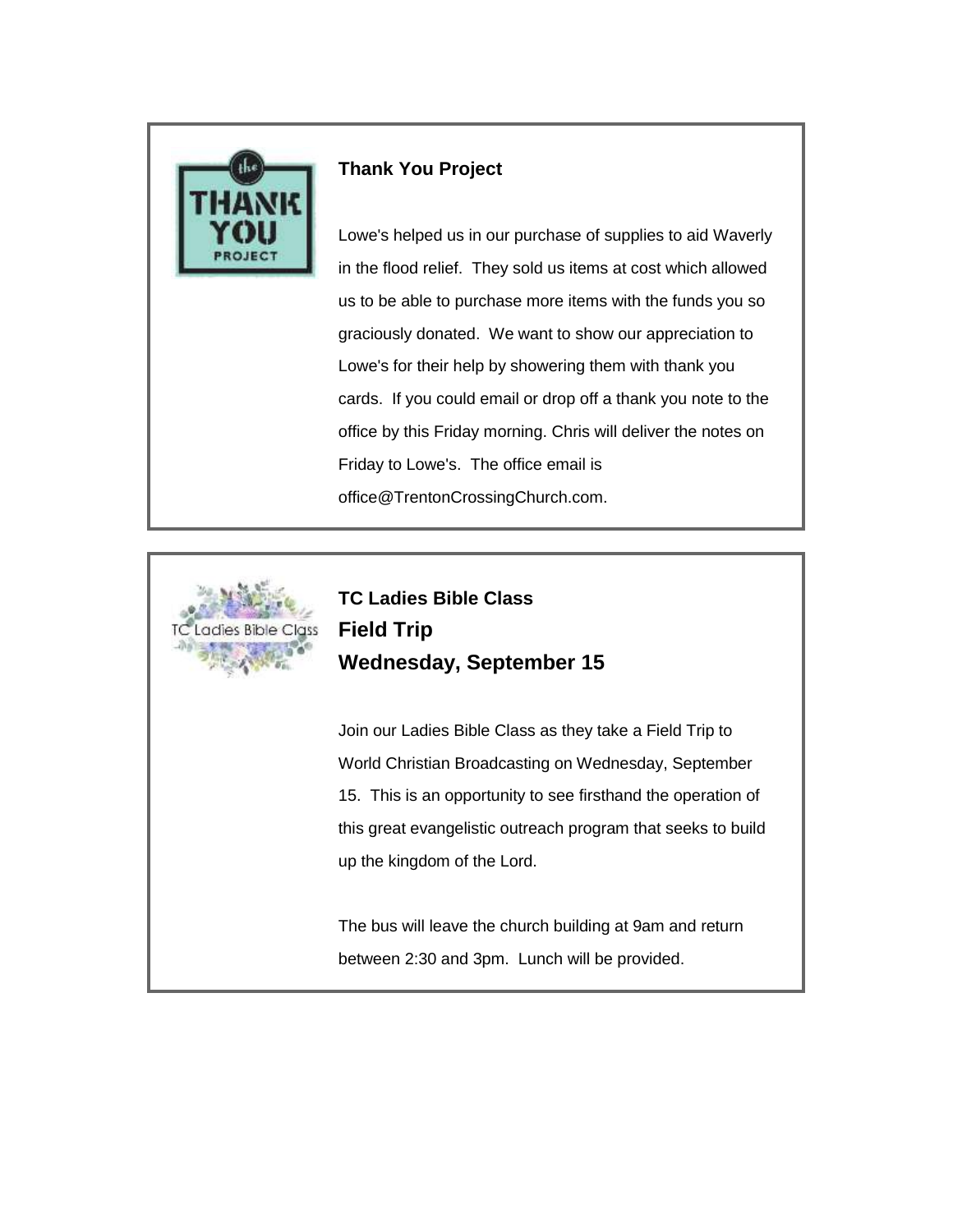### Thank You Project

Lowe's helped us in our purchase of supplies to aid Waverly in the flood relief. They sold us items at cost which allowed us to be able to purchase more items with the funds you so graciously donated. We want to show our appreciation to Lowe's for their help by showering them with thank you cards. If you could email or drop off a thank you note to the office by this Friday morning. Chris will deliver the notes on Friday to Lowe's. The office email is office@TrentonCrossingChurch.com.

### TC Ladies Bible Class
### Field Trip
### Wednesday, September 15

Join our Ladies Bible Class as they take a Field Trip to World Christian Broadcasting on Wednesday, September 15. This is an opportunity to see firsthand the operation of this great evangelistic outreach program that seeks to build up the kingdom of the Lord.

The bus will leave the church building at 9am and return between 2:30 and 3pm. Lunch will be provided.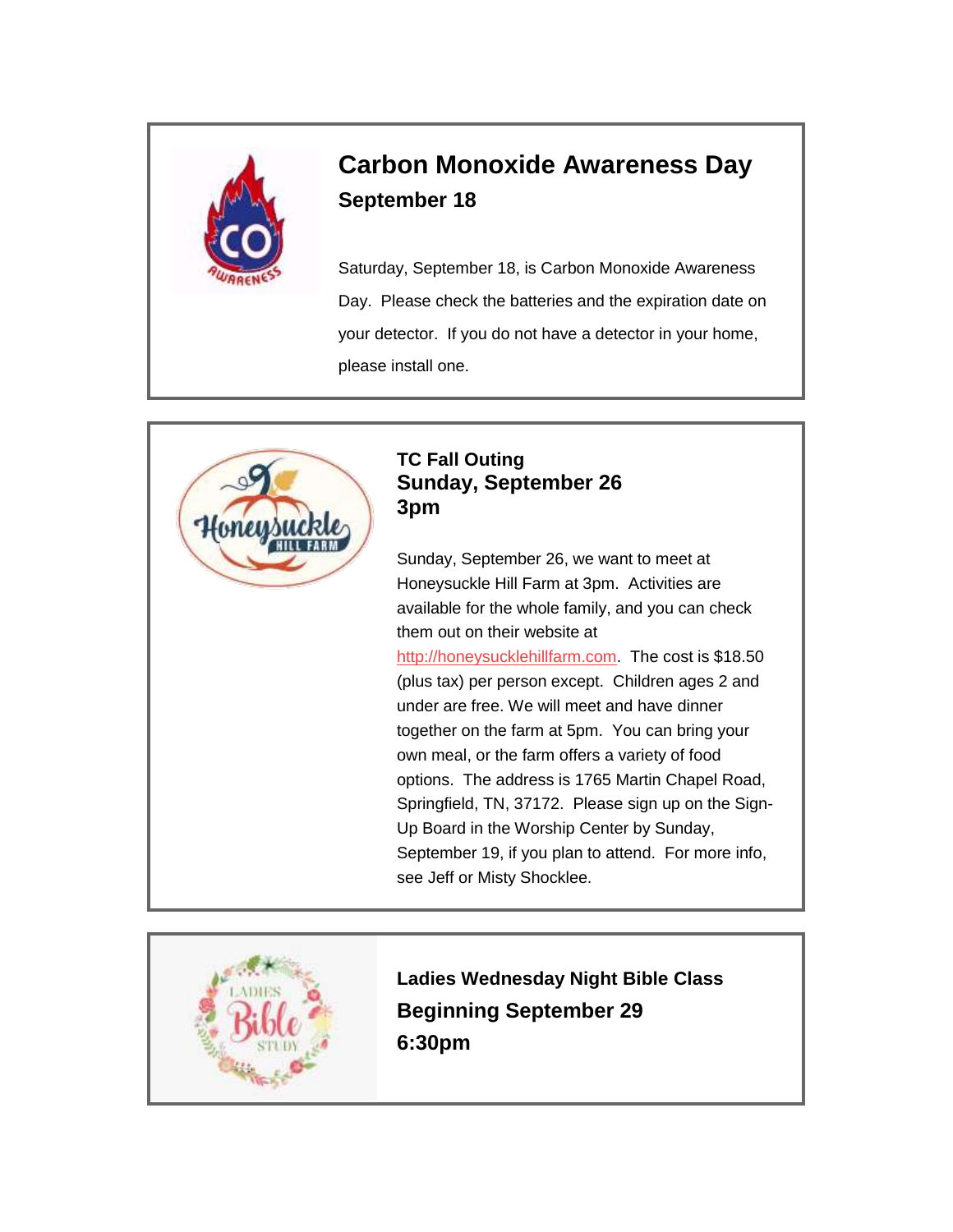## Carbon Monoxide Awareness Day

### September 18

Saturday, September 18, is Carbon Monoxide Awareness Day. Please check the batteries and the expiration date on your detector. If you do not have a detector in your home, please install one.

### TC Fall Outing

### Sunday, September 26

### 3pm

Sunday, September 26, we want to meet at Honeysuckle Hill Farm at 3pm. Activities are available for the whole family, and you can check them out on their website at http://honeysucklehillfarm.com. The cost is $18.50 (plus tax) per person except. Children ages 2 and under are free. We will meet and have dinner together on the farm at 5pm. You can bring your own meal, or the farm offers a variety of food options. The address is 1765 Martin Chapel Road, Springfield, TN, 37172. Please sign up on the Sign-Up Board in the Worship Center by Sunday, September 19, if you plan to attend. For more info, see Jeff or Misty Shocklee.

### Ladies Wednesday Night Bible Class

### Beginning September 29

### 6:30pm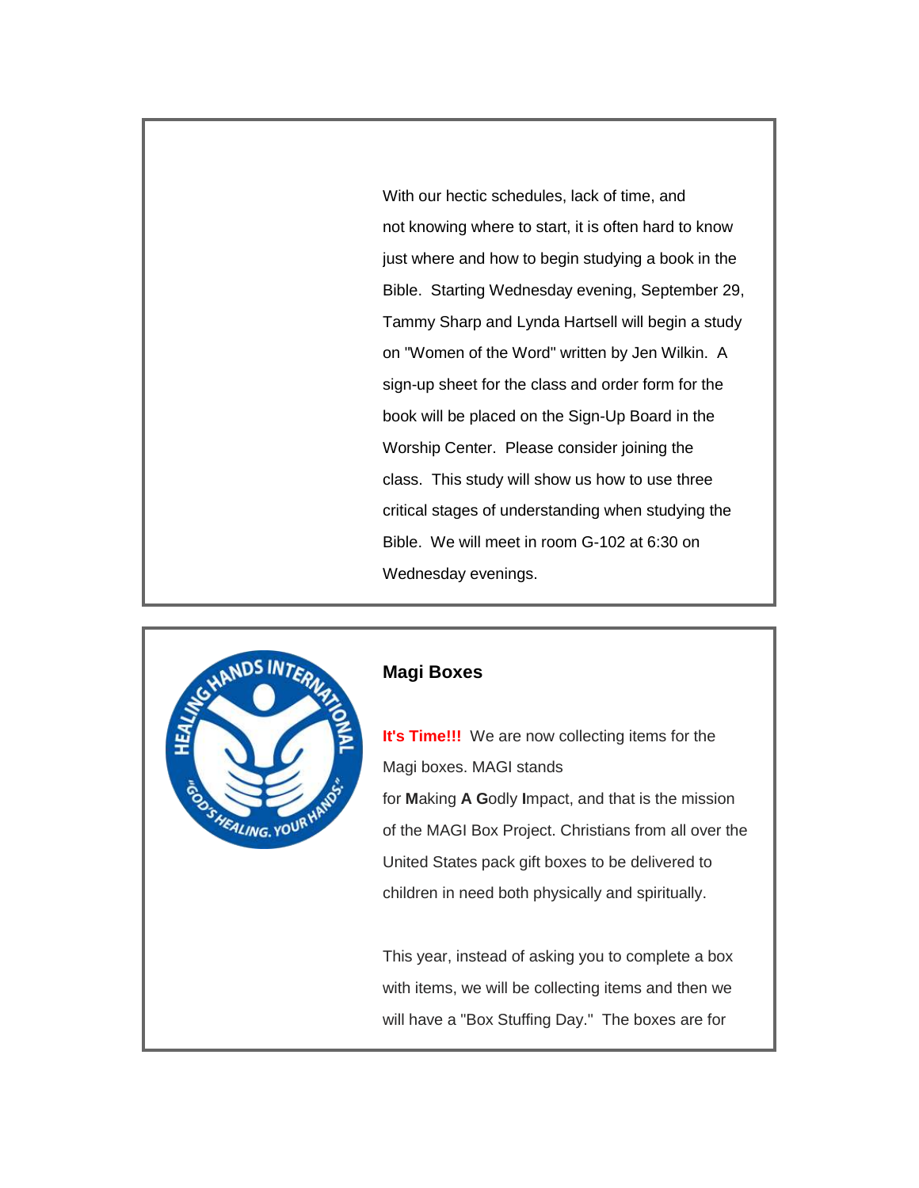With our hectic schedules, lack of time, and not knowing where to start, it is often hard to know just where and how to begin studying a book in the Bible.  Starting Wednesday evening, September 29, Tammy Sharp and Lynda Hartsell will begin a study on "Women of the Word" written by Jen Wilkin.  A sign-up sheet for the class and order form for the book will be placed on the Sign-Up Board in the Worship Center.  Please consider joining the class.  This study will show us how to use three critical stages of understanding when studying the Bible.  We will meet in room G-102 at 6:30 on Wednesday evenings.

**Magi Boxes**

**It's Time!!!**  We are now collecting items for the Magi boxes. MAGI stands for **M**aking **A** **G**odly **I**mpact, and that is the mission of the MAGI Box Project. Christians from all over the United States pack gift boxes to be delivered to children in need both physically and spiritually.

This year, instead of asking you to complete a box with items, we will be collecting items and then we will have a "Box Stuffing Day."  The boxes are for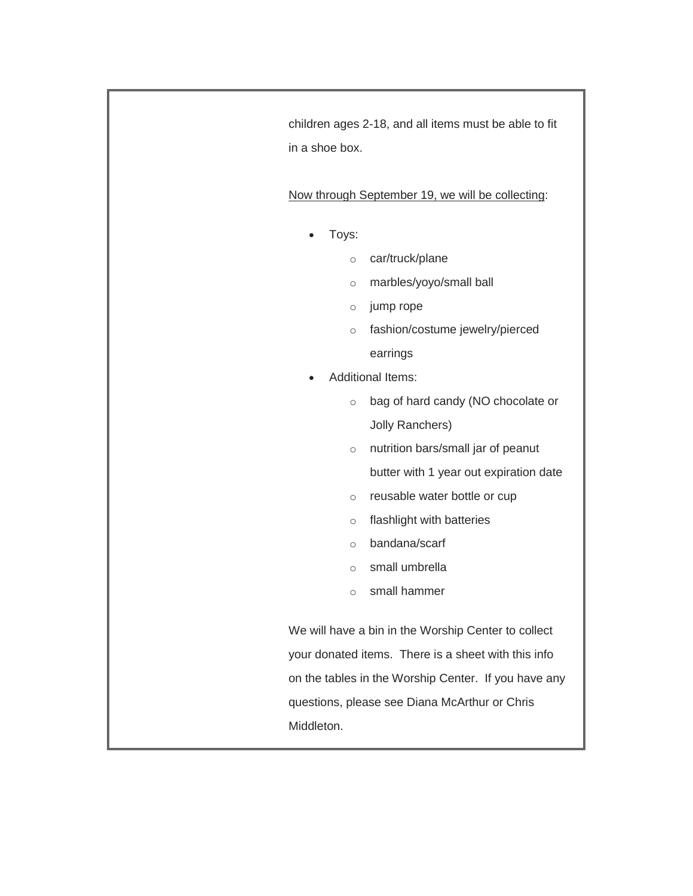children ages 2-18, and all items must be able to fit in a shoe box.

Now through September 19, we will be collecting:

- Toys:
  - car/truck/plane
  - marbles/yoyo/small ball
  - jump rope
  - fashion/costume jewelry/pierced earrings
- Additional Items:
  - bag of hard candy (NO chocolate or Jolly Ranchers)
  - nutrition bars/small jar of peanut butter with 1 year out expiration date
  - reusable water bottle or cup
  - flashlight with batteries
  - bandana/scarf
  - small umbrella
  - small hammer

We will have a bin in the Worship Center to collect your donated items. There is a sheet with this info on the tables in the Worship Center. If you have any questions, please see Diana McArthur or Chris Middleton.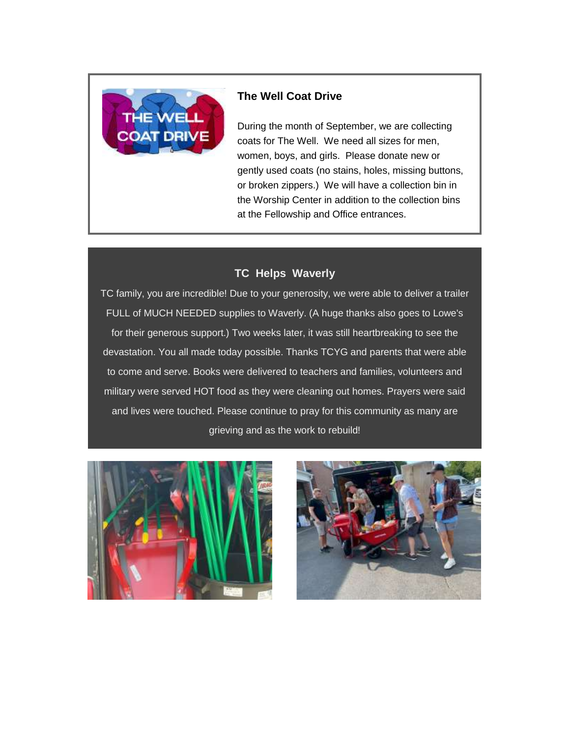### The Well Coat Drive

During the month of September, we are collecting coats for The Well. We need all sizes for men, women, boys, and girls. Please donate new or gently used coats (no stains, holes, missing buttons, or broken zippers.) We will have a collection bin in the Worship Center in addition to the collection bins at the Fellowship and Office entrances.

### TC Helps Waverly

TC family, you are incredible! Due to your generosity, we were able to deliver a trailer FULL of MUCH NEEDED supplies to Waverly. (A huge thanks also goes to Lowe's for their generous support.) Two weeks later, it was still heartbreaking to see the devastation. You all made today possible. Thanks TCYG and parents that were able to come and serve. Books were delivered to teachers and families, volunteers and military were served HOT food as they were cleaning out homes. Prayers were said and lives were touched. Please continue to pray for this community as many are grieving and as the work to rebuild!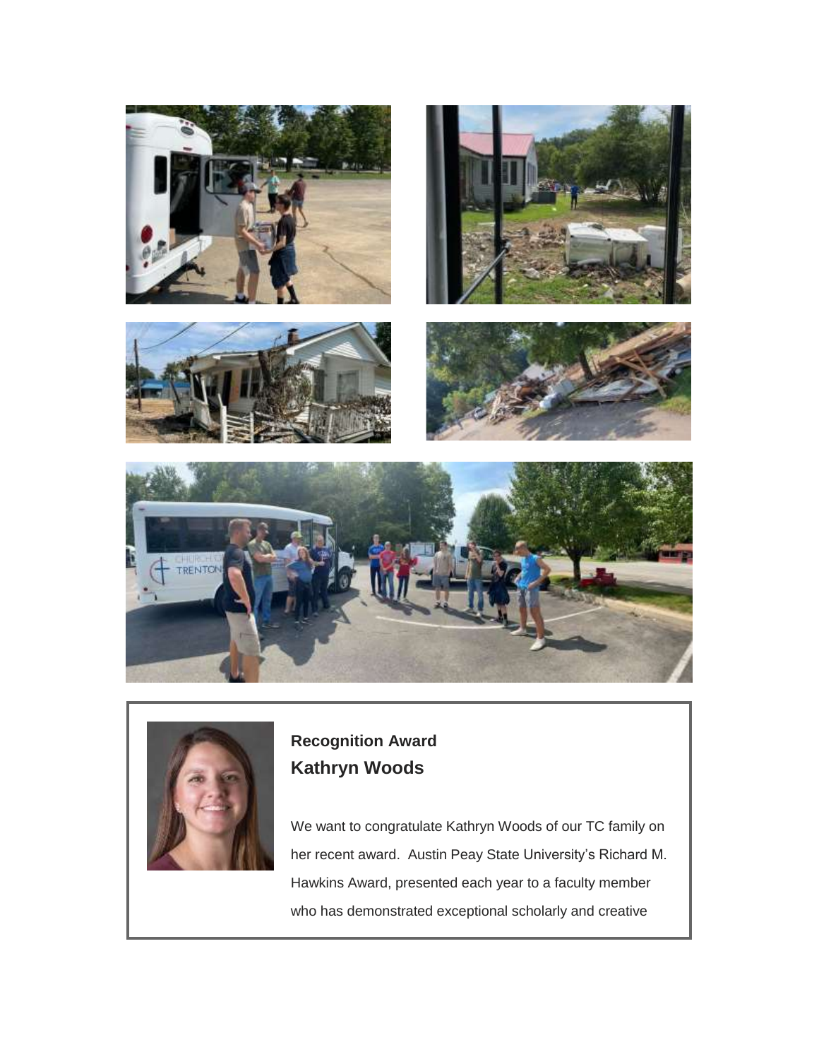**Recognition Award**

**Kathryn Woods**

We want to congratulate Kathryn Woods of our TC family on her recent award. Austin Peay State University's Richard M. Hawkins Award, presented each year to a faculty member who has demonstrated exceptional scholarly and creative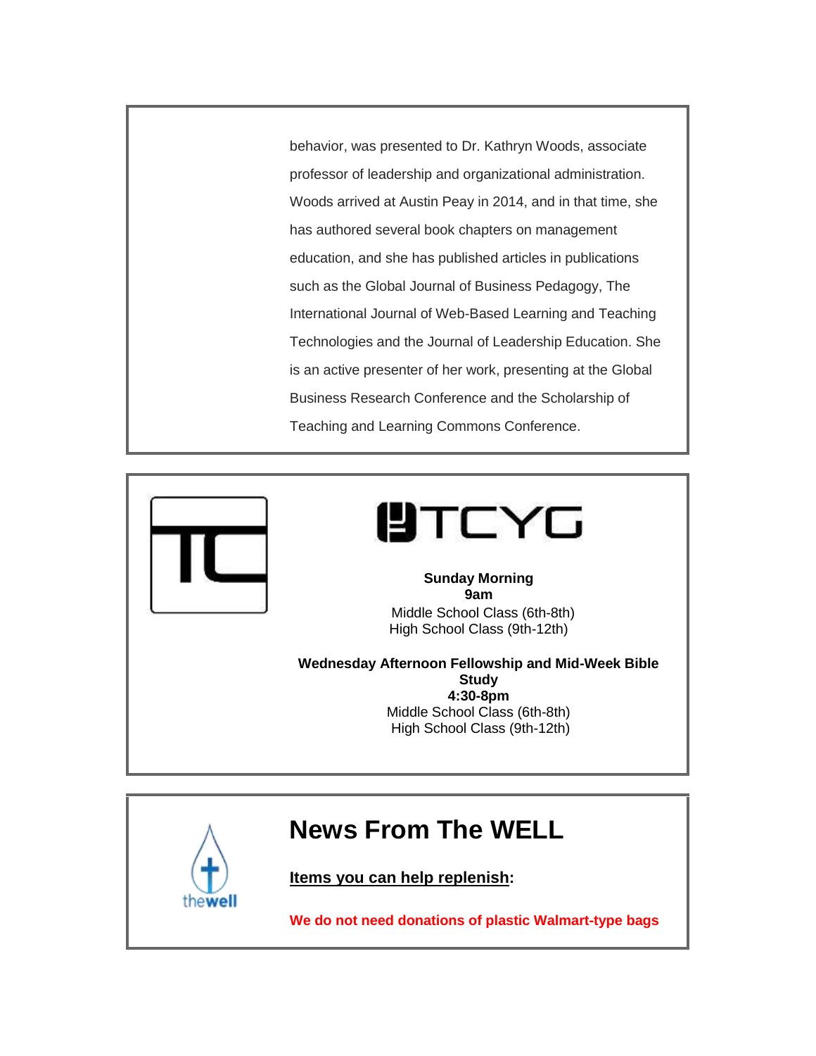behavior, was presented to Dr. Kathryn Woods, associate professor of leadership and organizational administration. Woods arrived at Austin Peay in 2014, and in that time, she has authored several book chapters on management education, and she has published articles in publications such as the Global Journal of Business Pedagogy, The International Journal of Web-Based Learning and Teaching Technologies and the Journal of Leadership Education. She is an active presenter of her work, presenting at the Global Business Research Conference and the Scholarship of Teaching and Learning Commons Conference.

TCYG

**Sunday Morning**
**9am**
Middle School Class (6th-8th)
High School Class (9th-12th)

**Wednesday Afternoon Fellowship and Mid-Week Bible Study**
**4:30-8pm**
Middle School Class (6th-8th)
High School Class (9th-12th)

# News From The WELL

**Items you can help replenish:**

**We do not need donations of plastic Walmart-type bags**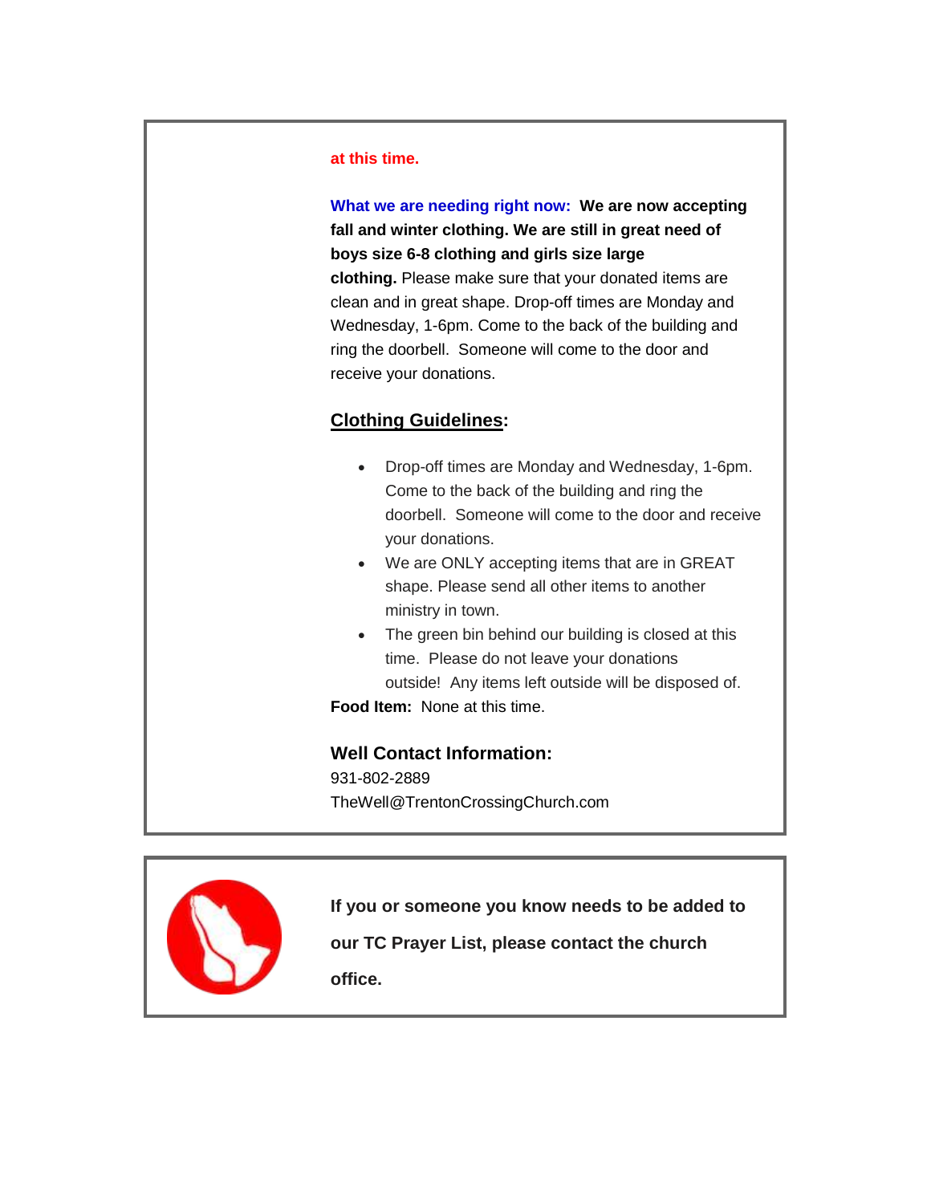**at this time.**

**What we are needing right now:** **We are now accepting fall and winter clothing. We are still in great need of boys size 6-8 clothing and girls size large clothing.** Please make sure that your donated items are clean and in great shape. Drop-off times are Monday and Wednesday, 1-6pm. Come to the back of the building and ring the doorbell. Someone will come to the door and receive your donations.

**Clothing Guidelines:**

- Drop-off times are Monday and Wednesday, 1-6pm. Come to the back of the building and ring the doorbell. Someone will come to the door and receive your donations.
- We are ONLY accepting items that are in GREAT shape. Please send all other items to another ministry in town.
- The green bin behind our building is closed at this time. Please do not leave your donations outside! Any items left outside will be disposed of.

**Food Item:** None at this time.

**Well Contact Information:**

931-802-2889
TheWell@TrentonCrossingChurch.com

**If you or someone you know needs to be added to our TC Prayer List, please contact the church office.**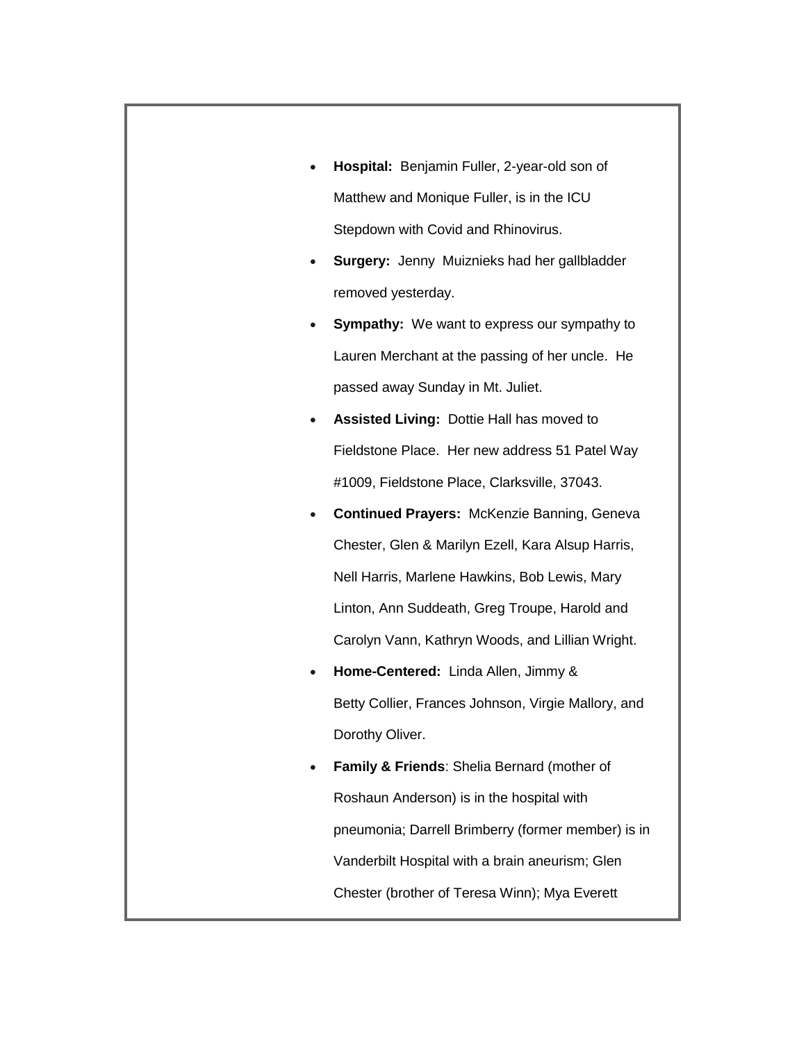- **Hospital:** Benjamin Fuller, 2-year-old son of Matthew and Monique Fuller, is in the ICU Stepdown with Covid and Rhinovirus.
- **Surgery:** Jenny Muiznieks had her gallbladder removed yesterday.
- **Sympathy:** We want to express our sympathy to Lauren Merchant at the passing of her uncle. He passed away Sunday in Mt. Juliet.
- **Assisted Living:** Dottie Hall has moved to Fieldstone Place. Her new address 51 Patel Way #1009, Fieldstone Place, Clarksville, 37043.
- **Continued Prayers:** McKenzie Banning, Geneva Chester, Glen & Marilyn Ezell, Kara Alsup Harris, Nell Harris, Marlene Hawkins, Bob Lewis, Mary Linton, Ann Suddeath, Greg Troupe, Harold and Carolyn Vann, Kathryn Woods, and Lillian Wright.
- **Home-Centered:** Linda Allen, Jimmy & Betty Collier, Frances Johnson, Virgie Mallory, and Dorothy Oliver.
- **Family & Friends**: Shelia Bernard (mother of Roshaun Anderson) is in the hospital with pneumonia; Darrell Brimberry (former member) is in Vanderbilt Hospital with a brain aneurism; Glen Chester (brother of Teresa Winn); Mya Everett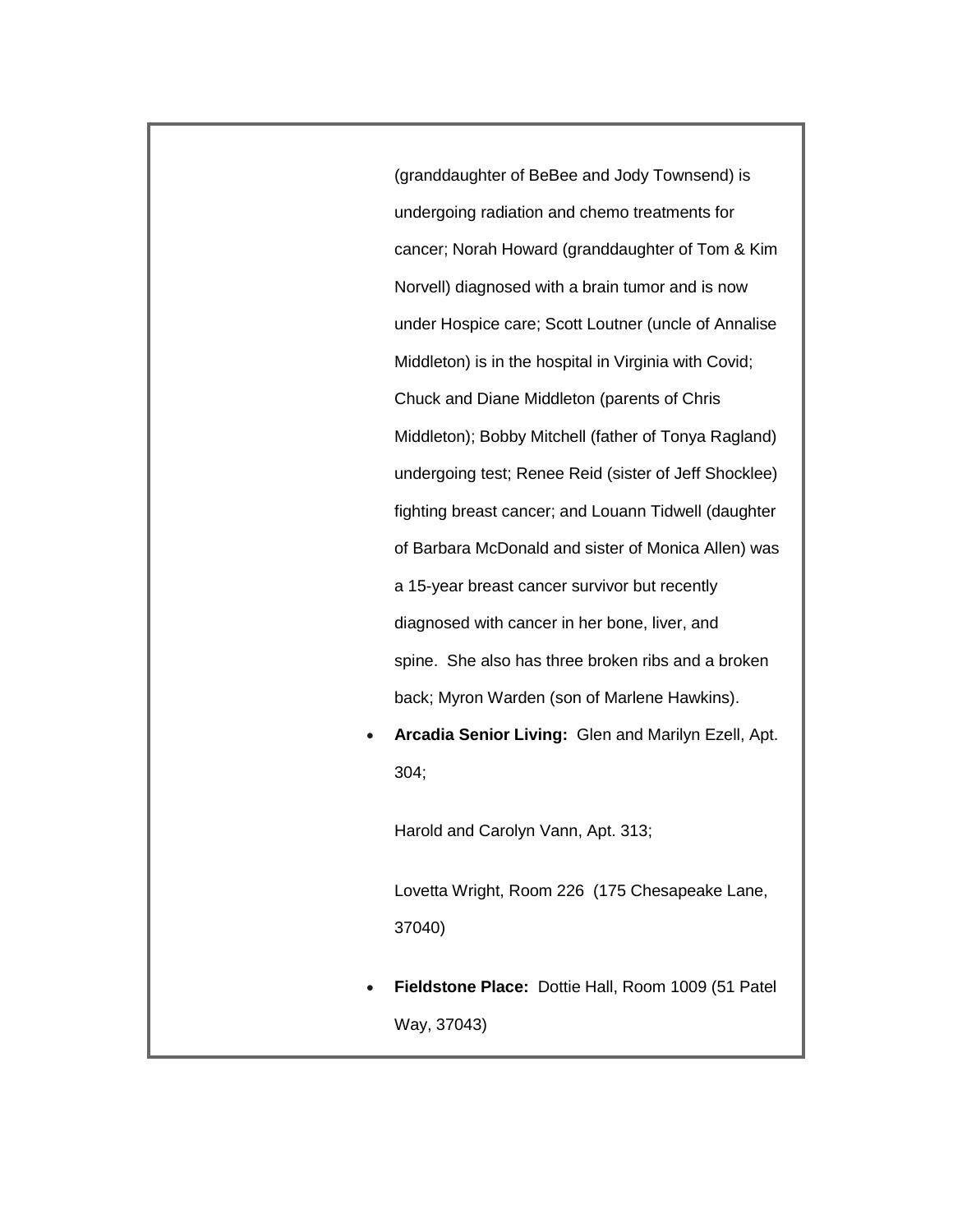(granddaughter of BeBee and Jody Townsend) is undergoing radiation and chemo treatments for cancer; Norah Howard (granddaughter of Tom & Kim Norvell) diagnosed with a brain tumor and is now under Hospice care; Scott Loutner (uncle of Annalise Middleton) is in the hospital in Virginia with Covid; Chuck and Diane Middleton (parents of Chris Middleton); Bobby Mitchell (father of Tonya Ragland) undergoing test; Renee Reid (sister of Jeff Shocklee) fighting breast cancer; and Louann Tidwell (daughter of Barbara McDonald and sister of Monica Allen) was a 15-year breast cancer survivor but recently diagnosed with cancer in her bone, liver, and spine. She also has three broken ribs and a broken back; Myron Warden (son of Marlene Hawkins).

- **Arcadia Senior Living:** Glen and Marilyn Ezell, Apt. 304;

  Harold and Carolyn Vann, Apt. 313;

  Lovetta Wright, Room 226 (175 Chesapeake Lane, 37040)

- **Fieldstone Place:** Dottie Hall, Room 1009 (51 Patel Way, 37043)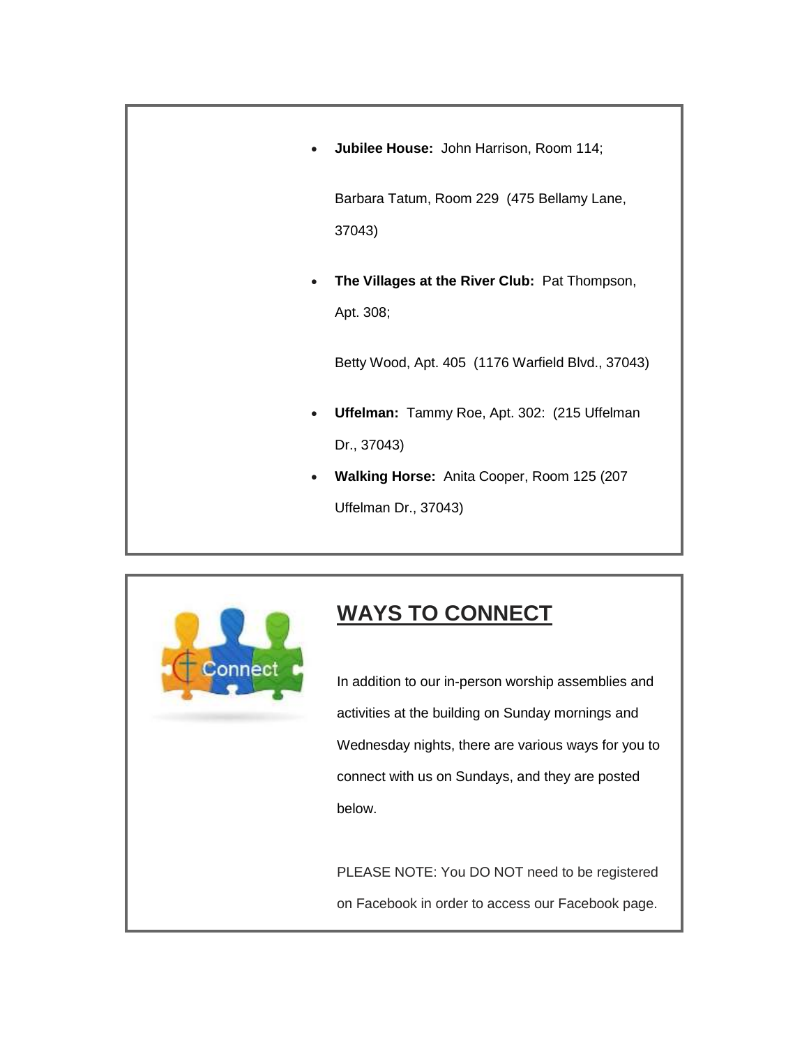- **Jubilee House:** John Harrison, Room 114;

  Barbara Tatum, Room 229 (475 Bellamy Lane, 37043)

- **The Villages at the River Club:** Pat Thompson, Apt. 308;

  Betty Wood, Apt. 405 (1176 Warfield Blvd., 37043)

- **Uffelman:** Tammy Roe, Apt. 302: (215 Uffelman Dr., 37043)
- **Walking Horse:** Anita Cooper, Room 125 (207 Uffelman Dr., 37043)

## WAYS TO CONNECT

In addition to our in-person worship assemblies and activities at the building on Sunday mornings and Wednesday nights, there are various ways for you to connect with us on Sundays, and they are posted below.

PLEASE NOTE: You DO NOT need to be registered on Facebook in order to access our Facebook page.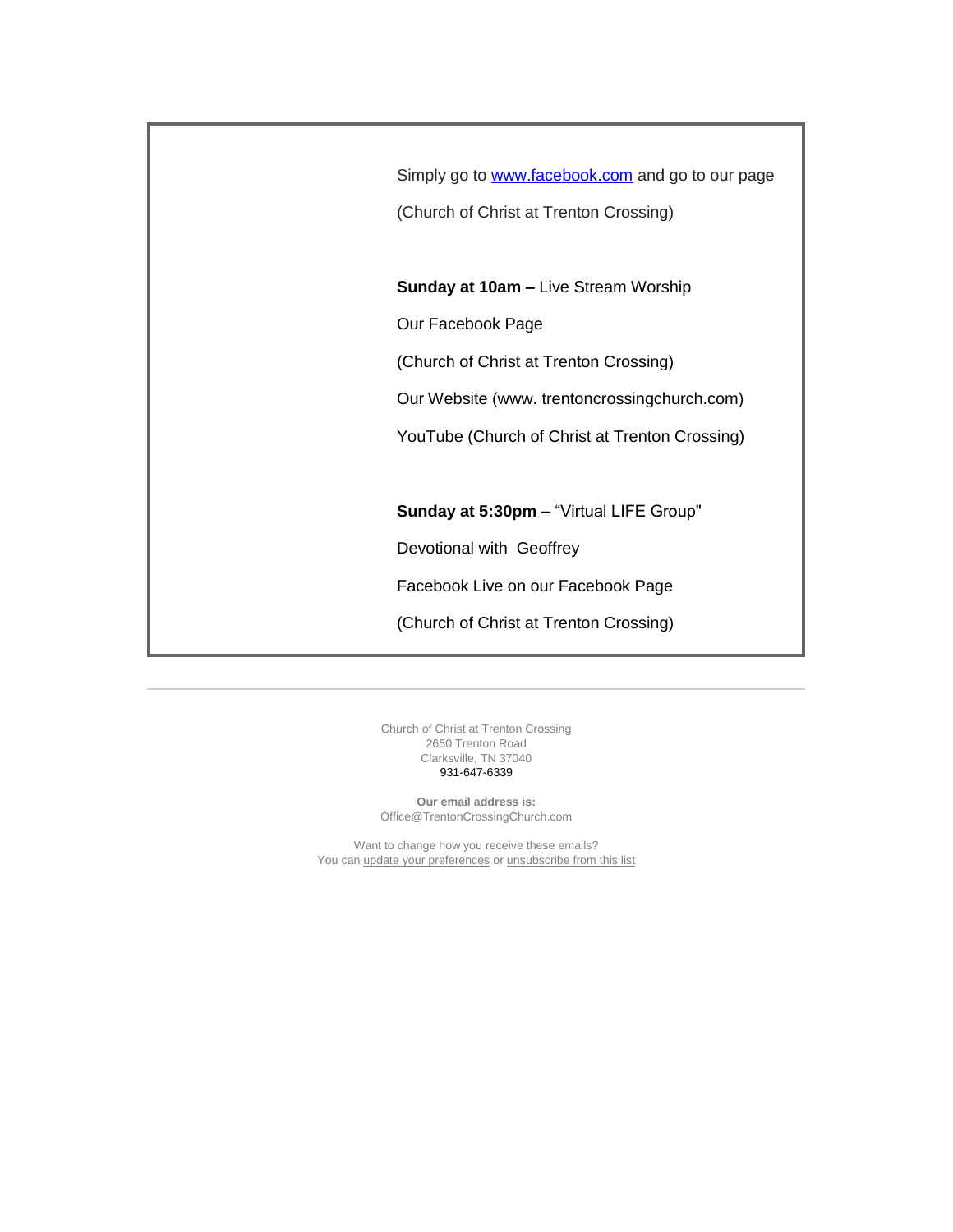Simply go to [www.facebook.com](http://www.facebook.com) and go to our page

(Church of Christ at Trenton Crossing)

**Sunday at 10am –** Live Stream Worship

Our Facebook Page

(Church of Christ at Trenton Crossing)

Our Website (www. trentoncrossingchurch.com)

YouTube (Church of Christ at Trenton Crossing)

**Sunday at 5:30pm –** "Virtual LIFE Group"

Devotional with Geoffrey

Facebook Live on our Facebook Page

(Church of Christ at Trenton Crossing)

---

Church of Christ at Trenton Crossing
2650 Trenton Road
Clarksville, TN 37040
931-647-6339

**Our email address is:**
Office@TrentonCrossingChurch.com

Want to change how you receive these emails?
You can update your preferences or unsubscribe from this list